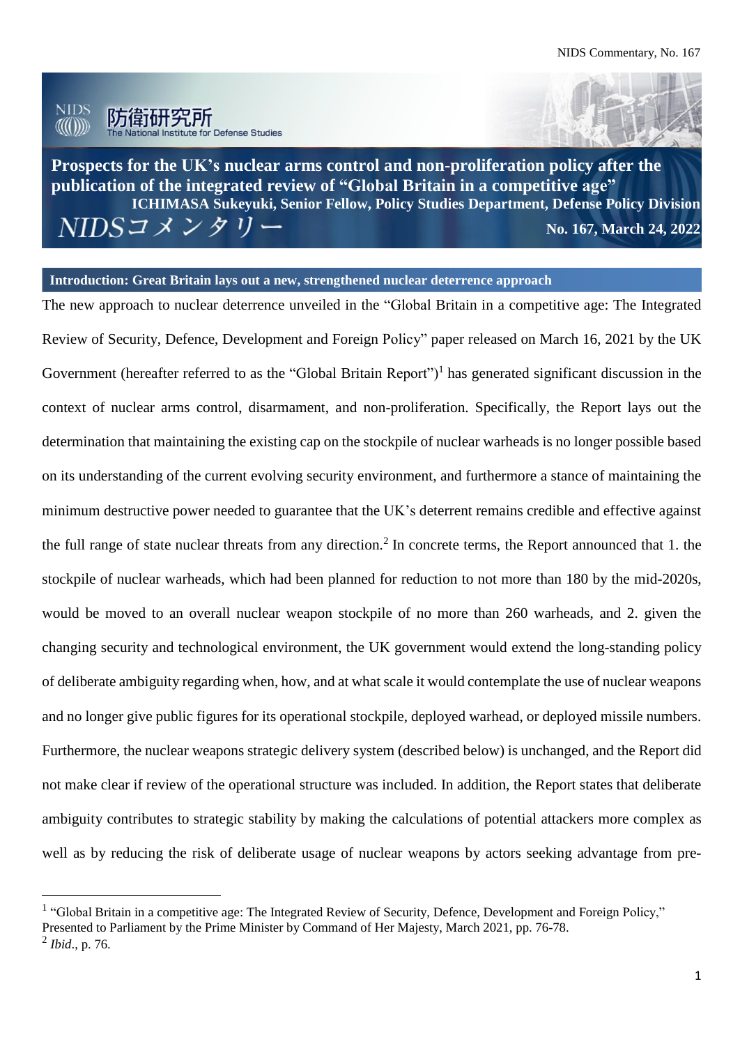# Prospects for the UK's nuclear arms control and non-proliferation policy after the publication of the integrated review of "Global Britain in a competitive age"

ICHIMASA Sukeyuki, Senior Fellow, Policy Studies Department, Defense Policy Division

NIDSコメンタリー

No. 167, March 24, 2022

## Introduction: Great Britain lays out a new, strengthened nuclear deterrence approach

The new approach to nuclear deterrence unveiled in the "Global Britain in a competitive age: The Integrated Review of Security, Defence, Development and Foreign Policy" paper released on March 16, 2021 by the UK Government (hereafter referred to as the "Global Britain Report")[1] has generated significant discussion in the context of nuclear arms control, disarmament, and non-proliferation. Specifically, the Report lays out the determination that maintaining the existing cap on the stockpile of nuclear warheads is no longer possible based on its understanding of the current evolving security environment, and furthermore a stance of maintaining the minimum destructive power needed to guarantee that the UK's deterrent remains credible and effective against the full range of state nuclear threats from any direction.[2] In concrete terms, the Report announced that 1. the stockpile of nuclear warheads, which had been planned for reduction to not more than 180 by the mid-2020s, would be moved to an overall nuclear weapon stockpile of no more than 260 warheads, and 2. given the changing security and technological environment, the UK government would extend the long-standing policy of deliberate ambiguity regarding when, how, and at what scale it would contemplate the use of nuclear weapons and no longer give public figures for its operational stockpile, deployed warhead, or deployed missile numbers. Furthermore, the nuclear weapons strategic delivery system (described below) is unchanged, and the Report did not make clear if review of the operational structure was included. In addition, the Report states that deliberate ambiguity contributes to strategic stability by making the calculations of potential attackers more complex as well as by reducing the risk of deliberate usage of nuclear weapons by actors seeking advantage from pre-

---

[1] "Global Britain in a competitive age: The Integrated Review of Security, Defence, Development and Foreign Policy," Presented to Parliament by the Prime Minister by Command of Her Majesty, March 2021, pp. 76-78.

[2] *Ibid*., p. 76.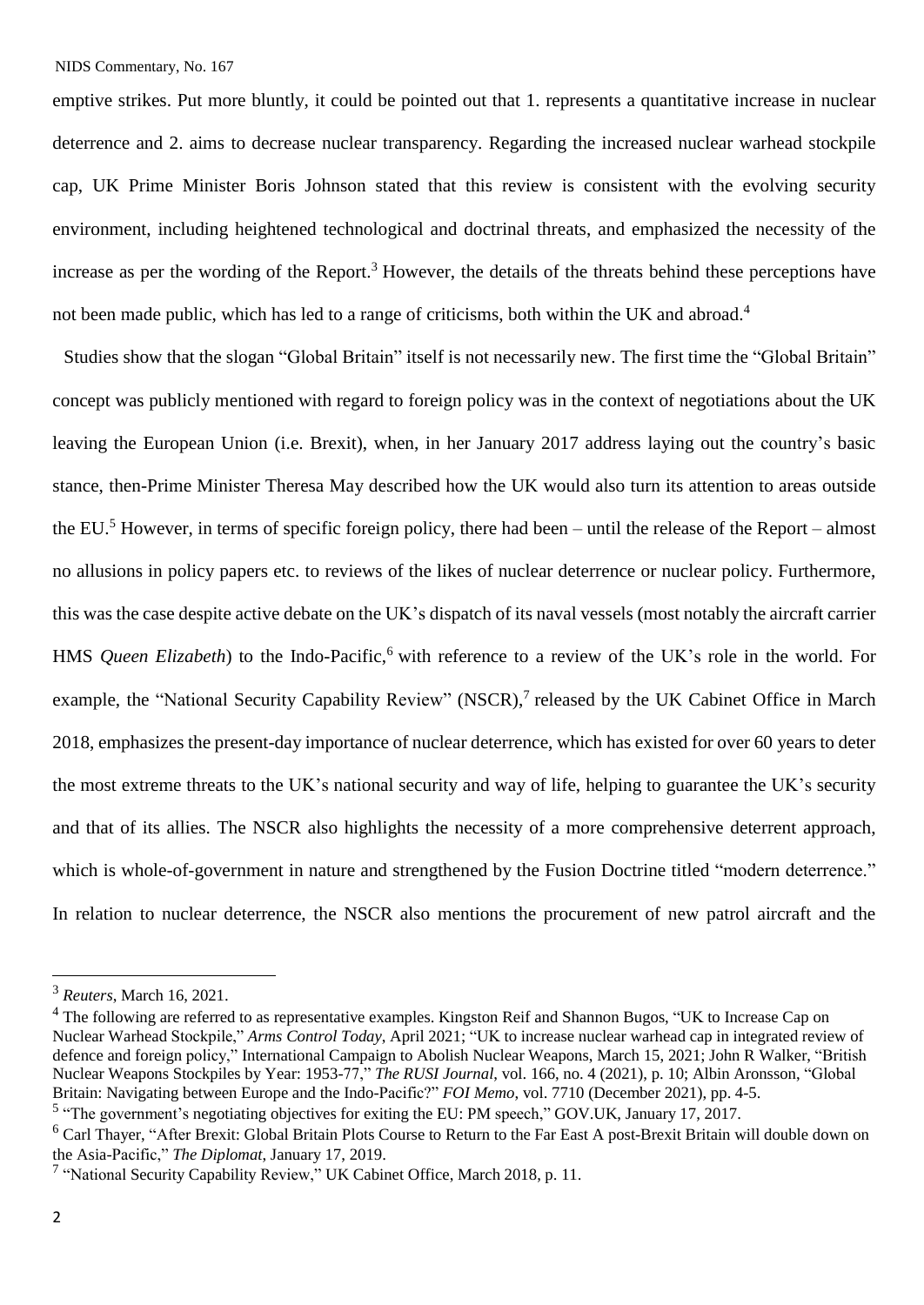emptive strikes. Put more bluntly, it could be pointed out that 1. represents a quantitative increase in nuclear deterrence and 2. aims to decrease nuclear transparency. Regarding the increased nuclear warhead stockpile cap, UK Prime Minister Boris Johnson stated that this review is consistent with the evolving security environment, including heightened technological and doctrinal threats, and emphasized the necessity of the increase as per the wording of the Report.[3] However, the details of the threats behind these perceptions have not been made public, which has led to a range of criticisms, both within the UK and abroad.[4]

Studies show that the slogan "Global Britain" itself is not necessarily new. The first time the "Global Britain" concept was publicly mentioned with regard to foreign policy was in the context of negotiations about the UK leaving the European Union (i.e. Brexit), when, in her January 2017 address laying out the country's basic stance, then-Prime Minister Theresa May described how the UK would also turn its attention to areas outside the EU.[5] However, in terms of specific foreign policy, there had been – until the release of the Report – almost no allusions in policy papers etc. to reviews of the likes of nuclear deterrence or nuclear policy. Furthermore, this was the case despite active debate on the UK's dispatch of its naval vessels (most notably the aircraft carrier HMS *Queen Elizabeth*) to the Indo-Pacific,[6] with reference to a review of the UK's role in the world. For example, the "National Security Capability Review" (NSCR),[7] released by the UK Cabinet Office in March 2018, emphasizes the present-day importance of nuclear deterrence, which has existed for over 60 years to deter the most extreme threats to the UK's national security and way of life, helping to guarantee the UK's security and that of its allies. The NSCR also highlights the necessity of a more comprehensive deterrent approach, which is whole-of-government in nature and strengthened by the Fusion Doctrine titled "modern deterrence." In relation to nuclear deterrence, the NSCR also mentions the procurement of new patrol aircraft and the

---

[3] *Reuters*, March 16, 2021.

[4] The following are referred to as representative examples. Kingston Reif and Shannon Bugos, "UK to Increase Cap on Nuclear Warhead Stockpile," *Arms Control Today*, April 2021; "UK to increase nuclear warhead cap in integrated review of defence and foreign policy," International Campaign to Abolish Nuclear Weapons, March 15, 2021; John R Walker, "British Nuclear Weapons Stockpiles by Year: 1953-77," *The RUSI Journal*, vol. 166, no. 4 (2021), p. 10; Albin Aronsson, "Global Britain: Navigating between Europe and the Indo-Pacific?" *FOI Memo*, vol. 7710 (December 2021), pp. 4-5.

[5] "The government's negotiating objectives for exiting the EU: PM speech," GOV.UK, January 17, 2017.

[6] Carl Thayer, "After Brexit: Global Britain Plots Course to Return to the Far East A post-Brexit Britain will double down on the Asia-Pacific," *The Diplomat*, January 17, 2019.

[7] "National Security Capability Review," UK Cabinet Office, March 2018, p. 11.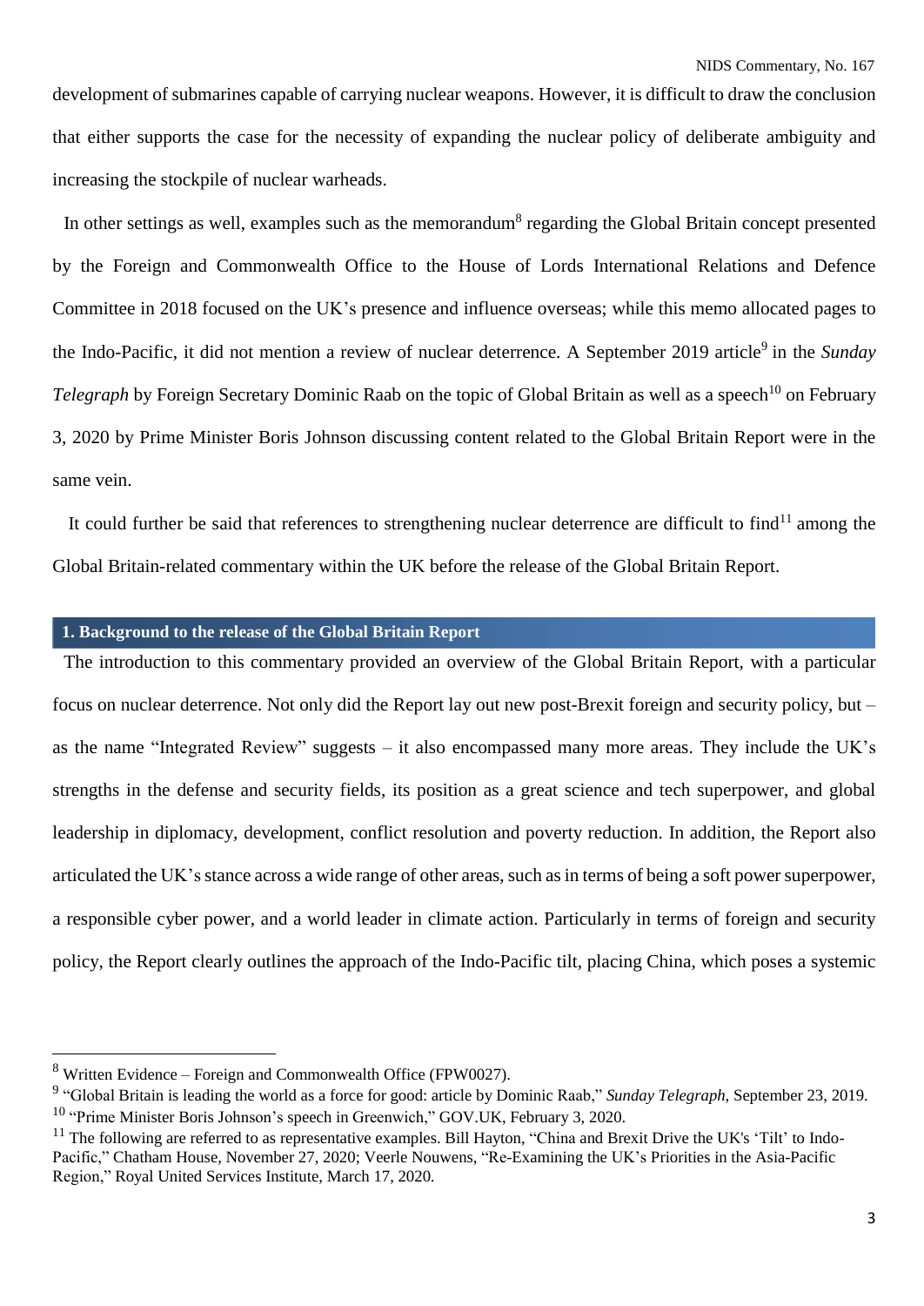development of submarines capable of carrying nuclear weapons. However, it is difficult to draw the conclusion that either supports the case for the necessity of expanding the nuclear policy of deliberate ambiguity and increasing the stockpile of nuclear warheads.

In other settings as well, examples such as the memorandum[8] regarding the Global Britain concept presented by the Foreign and Commonwealth Office to the House of Lords International Relations and Defence Committee in 2018 focused on the UK's presence and influence overseas; while this memo allocated pages to the Indo-Pacific, it did not mention a review of nuclear deterrence. A September 2019 article[9] in the *Sunday Telegraph* by Foreign Secretary Dominic Raab on the topic of Global Britain as well as a speech[10] on February 3, 2020 by Prime Minister Boris Johnson discussing content related to the Global Britain Report were in the same vein.

It could further be said that references to strengthening nuclear deterrence are difficult to find[11] among the Global Britain-related commentary within the UK before the release of the Global Britain Report.

## 1. Background to the release of the Global Britain Report

The introduction to this commentary provided an overview of the Global Britain Report, with a particular focus on nuclear deterrence. Not only did the Report lay out new post-Brexit foreign and security policy, but – as the name "Integrated Review" suggests – it also encompassed many more areas. They include the UK's strengths in the defense and security fields, its position as a great science and tech superpower, and global leadership in diplomacy, development, conflict resolution and poverty reduction. In addition, the Report also articulated the UK's stance across a wide range of other areas, such as in terms of being a soft power superpower, a responsible cyber power, and a world leader in climate action. Particularly in terms of foreign and security policy, the Report clearly outlines the approach of the Indo-Pacific tilt, placing China, which poses a systemic

---

[8] Written Evidence – Foreign and Commonwealth Office (FPW0027).

[9] "Global Britain is leading the world as a force for good: article by Dominic Raab," *Sunday Telegraph*, September 23, 2019.

[10] "Prime Minister Boris Johnson's speech in Greenwich," GOV.UK, February 3, 2020.

[11] The following are referred to as representative examples. Bill Hayton, "China and Brexit Drive the UK's 'Tilt' to Indo-Pacific," Chatham House, November 27, 2020; Veerle Nouwens, "Re-Examining the UK's Priorities in the Asia-Pacific Region," Royal United Services Institute, March 17, 2020.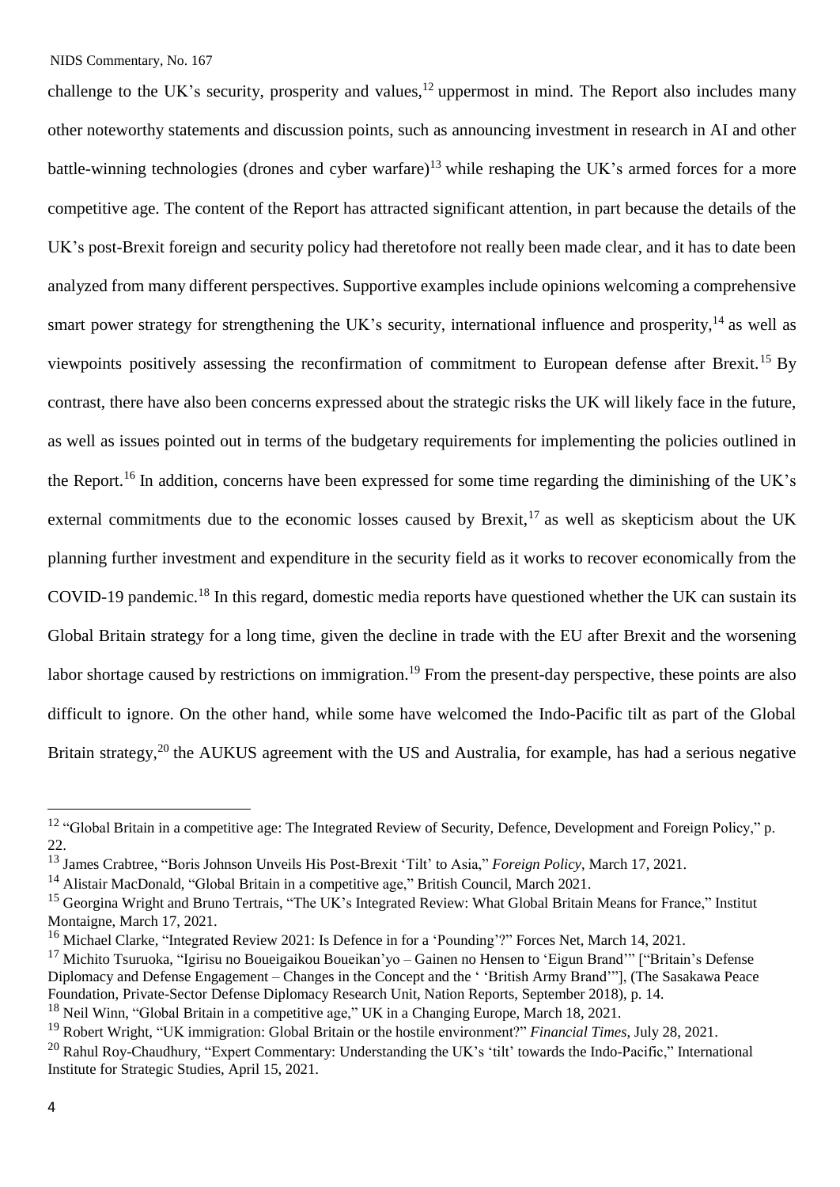challenge to the UK's security, prosperity and values,[12] uppermost in mind. The Report also includes many other noteworthy statements and discussion points, such as announcing investment in research in AI and other battle-winning technologies (drones and cyber warfare)[13] while reshaping the UK's armed forces for a more competitive age. The content of the Report has attracted significant attention, in part because the details of the UK's post-Brexit foreign and security policy had theretofore not really been made clear, and it has to date been analyzed from many different perspectives. Supportive examples include opinions welcoming a comprehensive smart power strategy for strengthening the UK's security, international influence and prosperity,[14] as well as viewpoints positively assessing the reconfirmation of commitment to European defense after Brexit.[15] By contrast, there have also been concerns expressed about the strategic risks the UK will likely face in the future, as well as issues pointed out in terms of the budgetary requirements for implementing the policies outlined in the Report.[16] In addition, concerns have been expressed for some time regarding the diminishing of the UK's external commitments due to the economic losses caused by Brexit,[17] as well as skepticism about the UK planning further investment and expenditure in the security field as it works to recover economically from the COVID-19 pandemic.[18] In this regard, domestic media reports have questioned whether the UK can sustain its Global Britain strategy for a long time, given the decline in trade with the EU after Brexit and the worsening labor shortage caused by restrictions on immigration.[19] From the present-day perspective, these points are also difficult to ignore. On the other hand, while some have welcomed the Indo-Pacific tilt as part of the Global Britain strategy,[20] the AUKUS agreement with the US and Australia, for example, has had a serious negative

---

[12] "Global Britain in a competitive age: The Integrated Review of Security, Defence, Development and Foreign Policy," p. 22.

[13] James Crabtree, "Boris Johnson Unveils His Post-Brexit 'Tilt' to Asia," *Foreign Policy*, March 17, 2021.

[14] Alistair MacDonald, "Global Britain in a competitive age," British Council, March 2021.

[15] Georgina Wright and Bruno Tertrais, "The UK's Integrated Review: What Global Britain Means for France," Institut Montaigne, March 17, 2021.

[16] Michael Clarke, "Integrated Review 2021: Is Defence in for a 'Pounding'?" Forces Net, March 14, 2021.

[17] Michito Tsuruoka, "Igirisu no Boueigaikou Boueikan'yo – Gainen no Hensen to 'Eigun Brand'" ["Britain's Defense Diplomacy and Defense Engagement – Changes in the Concept and the ' 'British Army Brand'"], (The Sasakawa Peace Foundation, Private-Sector Defense Diplomacy Research Unit, Nation Reports, September 2018), p. 14.

[18] Neil Winn, "Global Britain in a competitive age," UK in a Changing Europe, March 18, 2021.

[19] Robert Wright, "UK immigration: Global Britain or the hostile environment?" *Financial Times*, July 28, 2021.

[20] Rahul Roy-Chaudhury, "Expert Commentary: Understanding the UK's 'tilt' towards the Indo-Pacific," International Institute for Strategic Studies, April 15, 2021.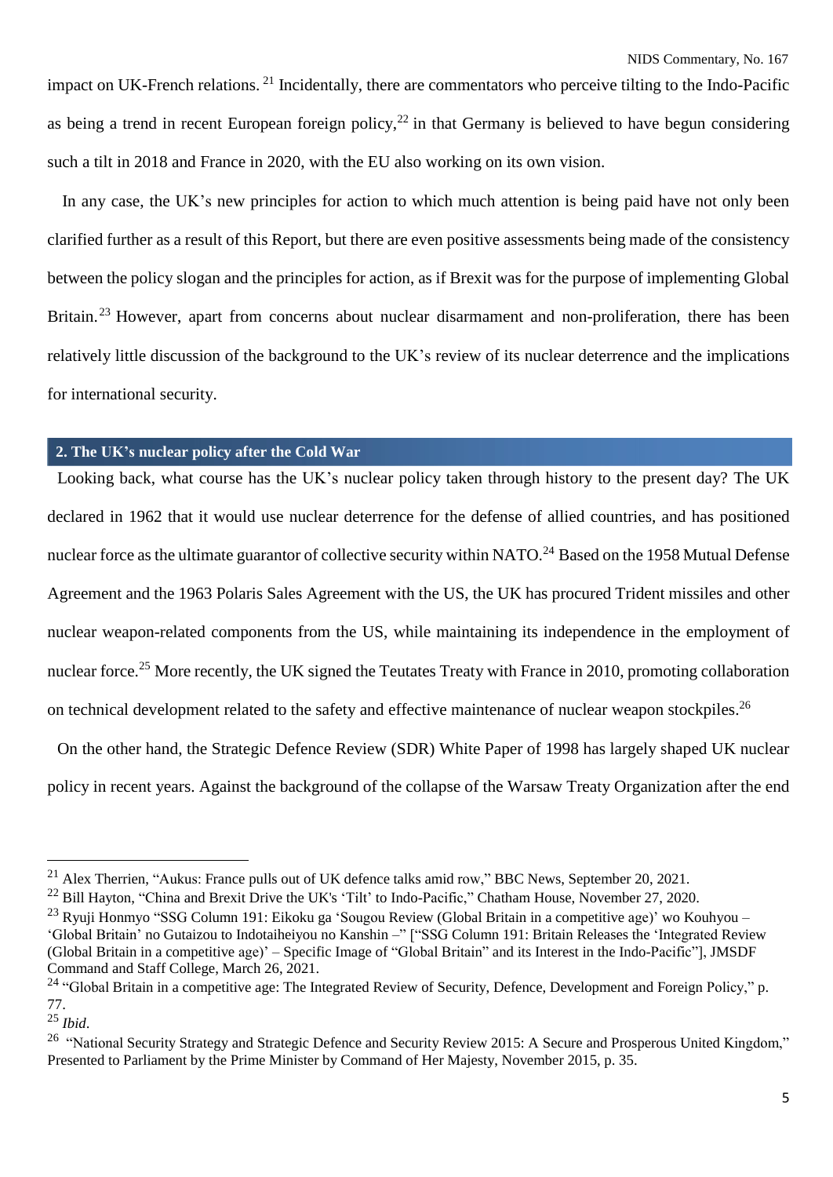impact on UK-French relations.[21] Incidentally, there are commentators who perceive tilting to the Indo-Pacific as being a trend in recent European foreign policy,[22] in that Germany is believed to have begun considering such a tilt in 2018 and France in 2020, with the EU also working on its own vision.

In any case, the UK's new principles for action to which much attention is being paid have not only been clarified further as a result of this Report, but there are even positive assessments being made of the consistency between the policy slogan and the principles for action, as if Brexit was for the purpose of implementing Global Britain.[23] However, apart from concerns about nuclear disarmament and non-proliferation, there has been relatively little discussion of the background to the UK's review of its nuclear deterrence and the implications for international security.

## 2. The UK's nuclear policy after the Cold War

Looking back, what course has the UK's nuclear policy taken through history to the present day? The UK declared in 1962 that it would use nuclear deterrence for the defense of allied countries, and has positioned nuclear force as the ultimate guarantor of collective security within NATO.[24] Based on the 1958 Mutual Defense Agreement and the 1963 Polaris Sales Agreement with the US, the UK has procured Trident missiles and other nuclear weapon-related components from the US, while maintaining its independence in the employment of nuclear force.[25] More recently, the UK signed the Teutates Treaty with France in 2010, promoting collaboration on technical development related to the safety and effective maintenance of nuclear weapon stockpiles.[26]

On the other hand, the Strategic Defence Review (SDR) White Paper of 1998 has largely shaped UK nuclear policy in recent years. Against the background of the collapse of the Warsaw Treaty Organization after the end

---

[21] Alex Therrien, "Aukus: France pulls out of UK defence talks amid row," BBC News, September 20, 2021.

[22] Bill Hayton, "China and Brexit Drive the UK's 'Tilt' to Indo-Pacific," Chatham House, November 27, 2020.

[23] Ryuji Honmyo "SSG Column 191: Eikoku ga 'Sougou Review (Global Britain in a competitive age)' wo Kouhyou – 'Global Britain' no Gutaizou to Indotaiheiyou no Kanshin –" ["SSG Column 191: Britain Releases the 'Integrated Review (Global Britain in a competitive age)' – Specific Image of "Global Britain" and its Interest in the Indo-Pacific"], JMSDF Command and Staff College, March 26, 2021.

[24] "Global Britain in a competitive age: The Integrated Review of Security, Defence, Development and Foreign Policy," p. 77.

[25] *Ibid*.

[26] "National Security Strategy and Strategic Defence and Security Review 2015: A Secure and Prosperous United Kingdom," Presented to Parliament by the Prime Minister by Command of Her Majesty, November 2015, p. 35.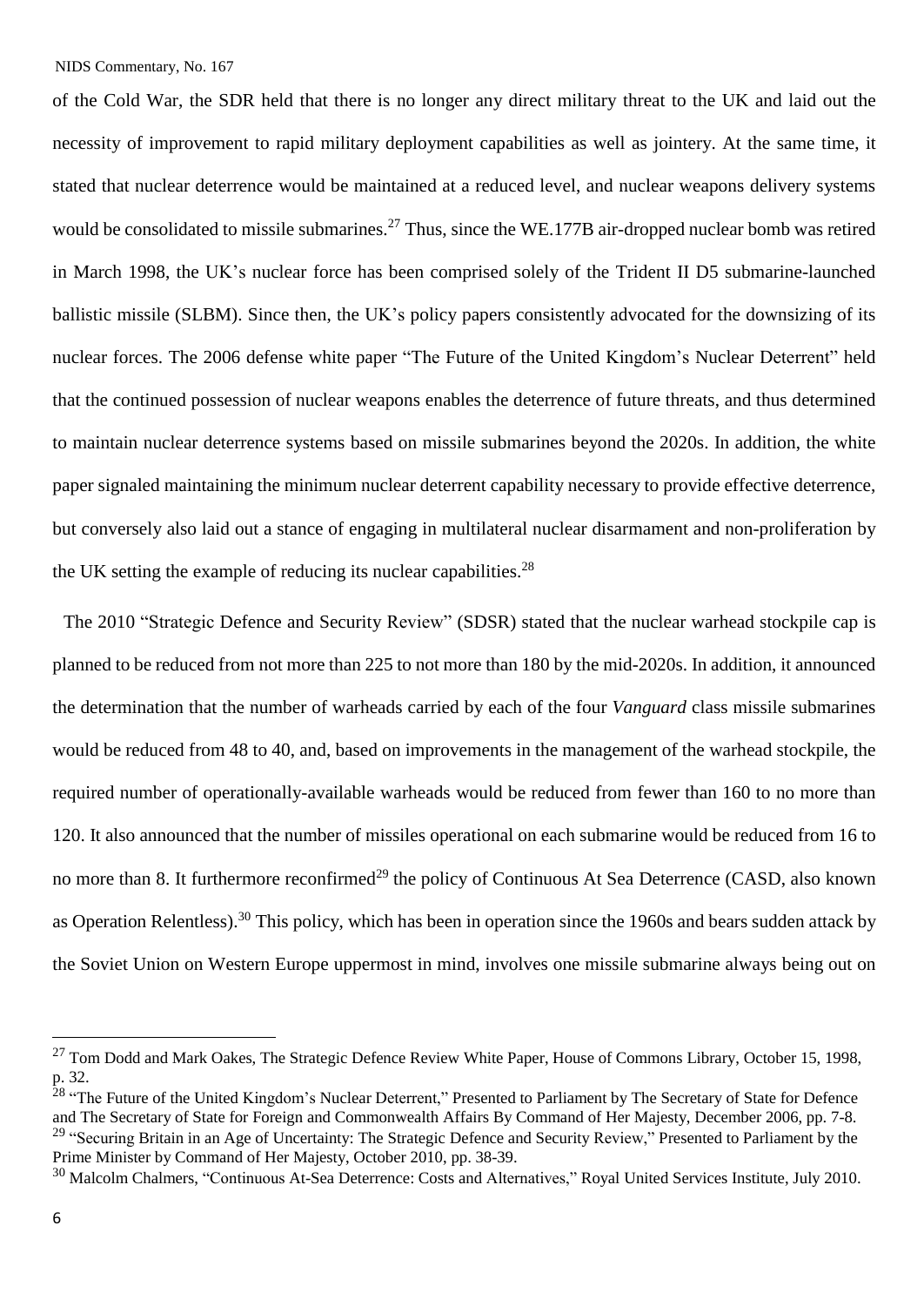of the Cold War, the SDR held that there is no longer any direct military threat to the UK and laid out the necessity of improvement to rapid military deployment capabilities as well as jointery. At the same time, it stated that nuclear deterrence would be maintained at a reduced level, and nuclear weapons delivery systems would be consolidated to missile submarines.[27] Thus, since the WE.177B air-dropped nuclear bomb was retired in March 1998, the UK's nuclear force has been comprised solely of the Trident II D5 submarine-launched ballistic missile (SLBM). Since then, the UK's policy papers consistently advocated for the downsizing of its nuclear forces. The 2006 defense white paper "The Future of the United Kingdom's Nuclear Deterrent" held that the continued possession of nuclear weapons enables the deterrence of future threats, and thus determined to maintain nuclear deterrence systems based on missile submarines beyond the 2020s. In addition, the white paper signaled maintaining the minimum nuclear deterrent capability necessary to provide effective deterrence, but conversely also laid out a stance of engaging in multilateral nuclear disarmament and non-proliferation by the UK setting the example of reducing its nuclear capabilities.[28]

The 2010 "Strategic Defence and Security Review" (SDSR) stated that the nuclear warhead stockpile cap is planned to be reduced from not more than 225 to not more than 180 by the mid-2020s. In addition, it announced the determination that the number of warheads carried by each of the four *Vanguard* class missile submarines would be reduced from 48 to 40, and, based on improvements in the management of the warhead stockpile, the required number of operationally-available warheads would be reduced from fewer than 160 to no more than 120. It also announced that the number of missiles operational on each submarine would be reduced from 16 to no more than 8. It furthermore reconfirmed[29] the policy of Continuous At Sea Deterrence (CASD, also known as Operation Relentless).[30] This policy, which has been in operation since the 1960s and bears sudden attack by the Soviet Union on Western Europe uppermost in mind, involves one missile submarine always being out on

---

[27] Tom Dodd and Mark Oakes, The Strategic Defence Review White Paper, House of Commons Library, October 15, 1998, p. 32.

[28] "The Future of the United Kingdom's Nuclear Deterrent," Presented to Parliament by The Secretary of State for Defence and The Secretary of State for Foreign and Commonwealth Affairs By Command of Her Majesty, December 2006, pp. 7-8.

[29] "Securing Britain in an Age of Uncertainty: The Strategic Defence and Security Review," Presented to Parliament by the Prime Minister by Command of Her Majesty, October 2010, pp. 38-39.

[30] Malcolm Chalmers, "Continuous At-Sea Deterrence: Costs and Alternatives," Royal United Services Institute, July 2010.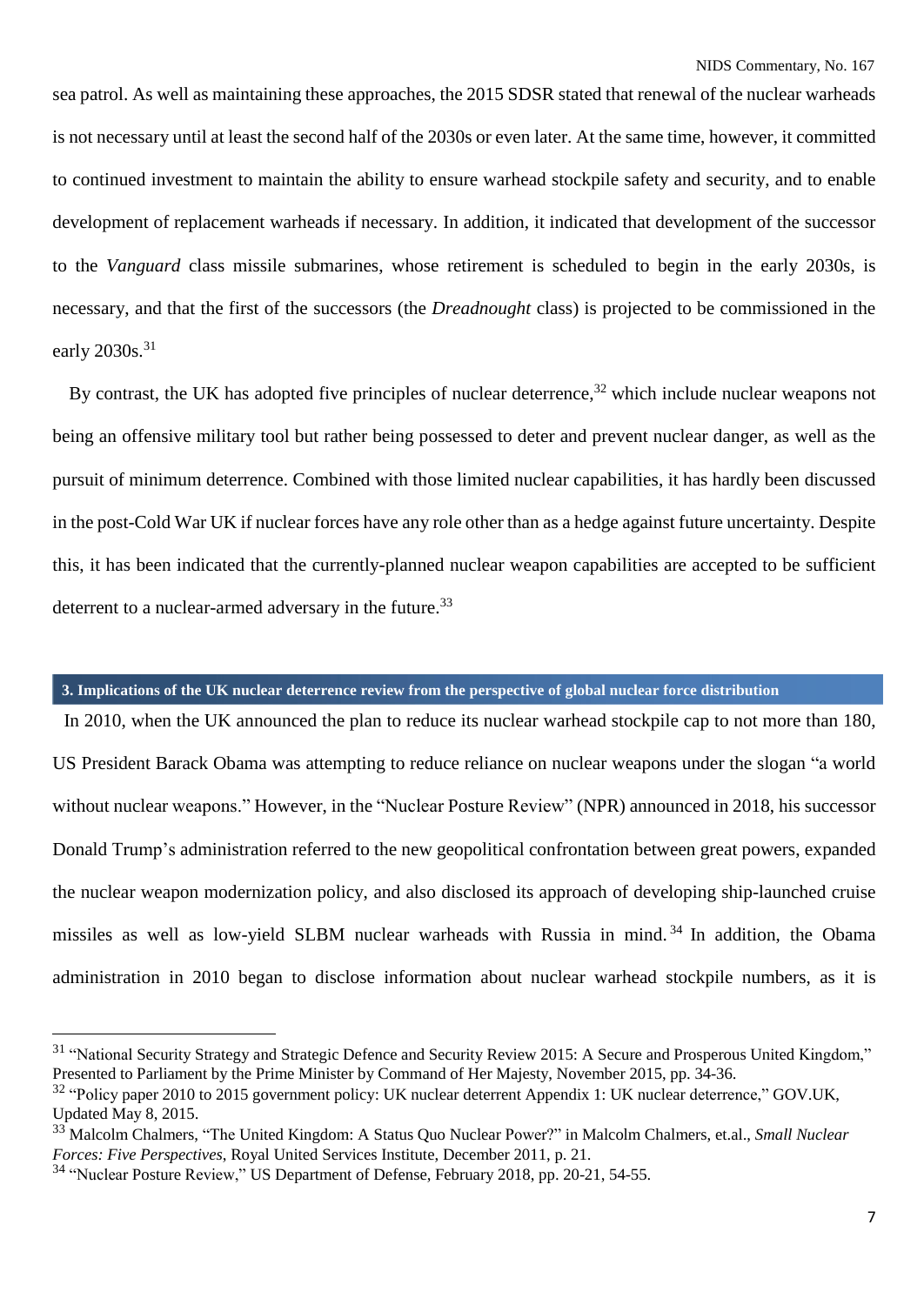sea patrol. As well as maintaining these approaches, the 2015 SDSR stated that renewal of the nuclear warheads is not necessary until at least the second half of the 2030s or even later. At the same time, however, it committed to continued investment to maintain the ability to ensure warhead stockpile safety and security, and to enable development of replacement warheads if necessary. In addition, it indicated that development of the successor to the *Vanguard* class missile submarines, whose retirement is scheduled to begin in the early 2030s, is necessary, and that the first of the successors (the *Dreadnought* class) is projected to be commissioned in the early 2030s.[31]

By contrast, the UK has adopted five principles of nuclear deterrence,[32] which include nuclear weapons not being an offensive military tool but rather being possessed to deter and prevent nuclear danger, as well as the pursuit of minimum deterrence. Combined with those limited nuclear capabilities, it has hardly been discussed in the post-Cold War UK if nuclear forces have any role other than as a hedge against future uncertainty. Despite this, it has been indicated that the currently-planned nuclear weapon capabilities are accepted to be sufficient deterrent to a nuclear-armed adversary in the future.[33]

## 3. Implications of the UK nuclear deterrence review from the perspective of global nuclear force distribution

In 2010, when the UK announced the plan to reduce its nuclear warhead stockpile cap to not more than 180, US President Barack Obama was attempting to reduce reliance on nuclear weapons under the slogan "a world without nuclear weapons." However, in the "Nuclear Posture Review" (NPR) announced in 2018, his successor Donald Trump's administration referred to the new geopolitical confrontation between great powers, expanded the nuclear weapon modernization policy, and also disclosed its approach of developing ship-launched cruise missiles as well as low-yield SLBM nuclear warheads with Russia in mind.[34] In addition, the Obama administration in 2010 began to disclose information about nuclear warhead stockpile numbers, as it is

---

[31] "National Security Strategy and Strategic Defence and Security Review 2015: A Secure and Prosperous United Kingdom," Presented to Parliament by the Prime Minister by Command of Her Majesty, November 2015, pp. 34-36.

[32] "Policy paper 2010 to 2015 government policy: UK nuclear deterrent Appendix 1: UK nuclear deterrence," GOV.UK, Updated May 8, 2015.

[33] Malcolm Chalmers, "The United Kingdom: A Status Quo Nuclear Power?" in Malcolm Chalmers, et.al., *Small Nuclear Forces: Five Perspectives*, Royal United Services Institute, December 2011, p. 21.

[34] "Nuclear Posture Review," US Department of Defense, February 2018, pp. 20-21, 54-55.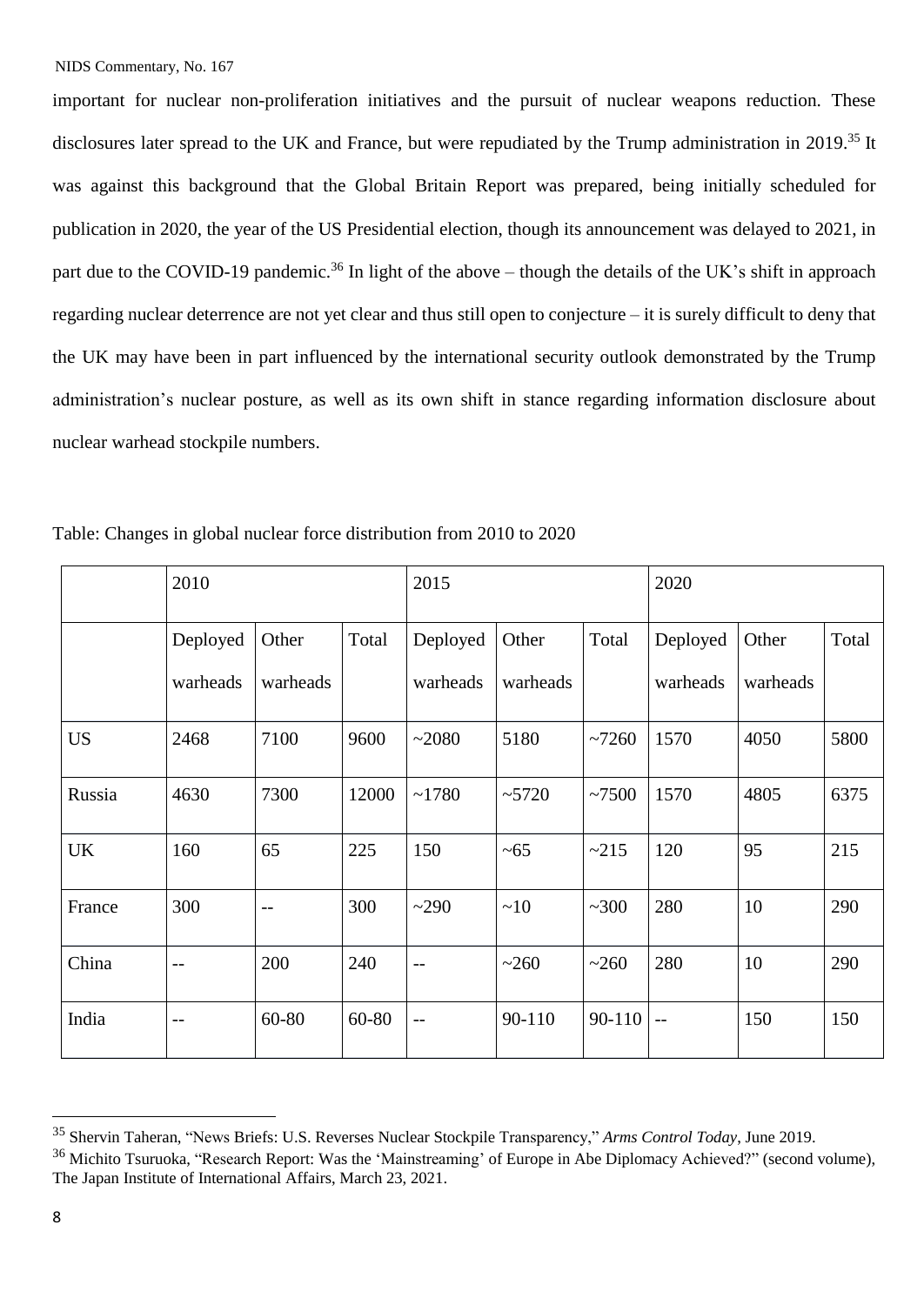important for nuclear non-proliferation initiatives and the pursuit of nuclear weapons reduction. These disclosures later spread to the UK and France, but were repudiated by the Trump administration in 2019.[35] It was against this background that the Global Britain Report was prepared, being initially scheduled for publication in 2020, the year of the US Presidential election, though its announcement was delayed to 2021, in part due to the COVID-19 pandemic.[36] In light of the above – though the details of the UK's shift in approach regarding nuclear deterrence are not yet clear and thus still open to conjecture – it is surely difficult to deny that the UK may have been in part influenced by the international security outlook demonstrated by the Trump administration's nuclear posture, as well as its own shift in stance regarding information disclosure about nuclear warhead stockpile numbers.

Table: Changes in global nuclear force distribution from 2010 to 2020

| | 2010 | | | 2015 | | | 2020 | | |
|---|---|---|---|---|---|---|---|---|---|
| | Deployed warheads | Other warheads | Total | Deployed warheads | Other warheads | Total | Deployed warheads | Other warheads | Total |
| US | 2468 | 7100 | 9600 | ~2080 | 5180 | ~7260 | 1570 | 4050 | 5800 |
| Russia | 4630 | 7300 | 12000 | ~1780 | ~5720 | ~7500 | 1570 | 4805 | 6375 |
| UK | 160 | 65 | 225 | 150 | ~65 | ~215 | 120 | 95 | 215 |
| France | 300 | -- | 300 | ~290 | ~10 | ~300 | 280 | 10 | 290 |
| China | -- | 200 | 240 | -- | ~260 | ~260 | 280 | 10 | 290 |
| India | -- | 60-80 | 60-80 | -- | 90-110 | 90-110 | -- | 150 | 150 |

---

[35] Shervin Taheran, "News Briefs: U.S. Reverses Nuclear Stockpile Transparency," *Arms Control Today*, June 2019.

[36] Michito Tsuruoka, "Research Report: Was the 'Mainstreaming' of Europe in Abe Diplomacy Achieved?" (second volume), The Japan Institute of International Affairs, March 23, 2021.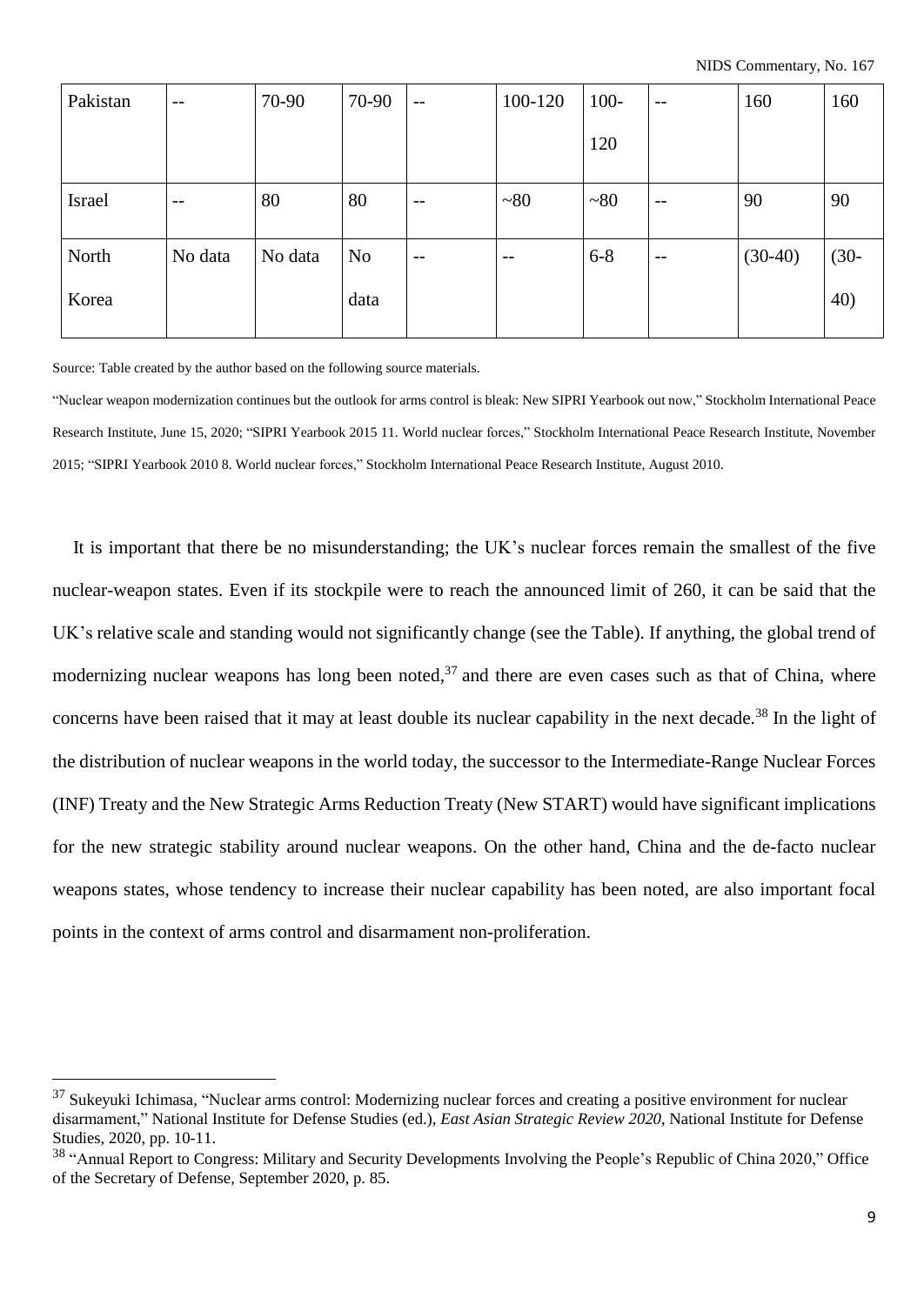| Pakistan | -- | 70-90 | 70-90 | -- | 100-120 | 100-120 | -- | 160 | 160 |
|---|---|---|---|---|---|---|---|---|---|
| Israel | -- | 80 | 80 | -- | ~80 | ~80 | -- | 90 | 90 |
| North Korea | No data | No data | No data | -- | -- | 6-8 | -- | (30-40) | (30-40) |

Source: Table created by the author based on the following source materials.

"Nuclear weapon modernization continues but the outlook for arms control is bleak: New SIPRI Yearbook out now," Stockholm International Peace Research Institute, June 15, 2020; "SIPRI Yearbook 2015 11. World nuclear forces," Stockholm International Peace Research Institute, November 2015; "SIPRI Yearbook 2010 8. World nuclear forces," Stockholm International Peace Research Institute, August 2010.

It is important that there be no misunderstanding; the UK's nuclear forces remain the smallest of the five nuclear-weapon states. Even if its stockpile were to reach the announced limit of 260, it can be said that the UK's relative scale and standing would not significantly change (see the Table). If anything, the global trend of modernizing nuclear weapons has long been noted,[37] and there are even cases such as that of China, where concerns have been raised that it may at least double its nuclear capability in the next decade.[38] In the light of the distribution of nuclear weapons in the world today, the successor to the Intermediate-Range Nuclear Forces (INF) Treaty and the New Strategic Arms Reduction Treaty (New START) would have significant implications for the new strategic stability around nuclear weapons. On the other hand, China and the de-facto nuclear weapons states, whose tendency to increase their nuclear capability has been noted, are also important focal points in the context of arms control and disarmament non-proliferation.

---

[37] Sukeyuki Ichimasa, "Nuclear arms control: Modernizing nuclear forces and creating a positive environment for nuclear disarmament," National Institute for Defense Studies (ed.), *East Asian Strategic Review 2020*, National Institute for Defense Studies, 2020, pp. 10-11.

[38] "Annual Report to Congress: Military and Security Developments Involving the People's Republic of China 2020," Office of the Secretary of Defense, September 2020, p. 85.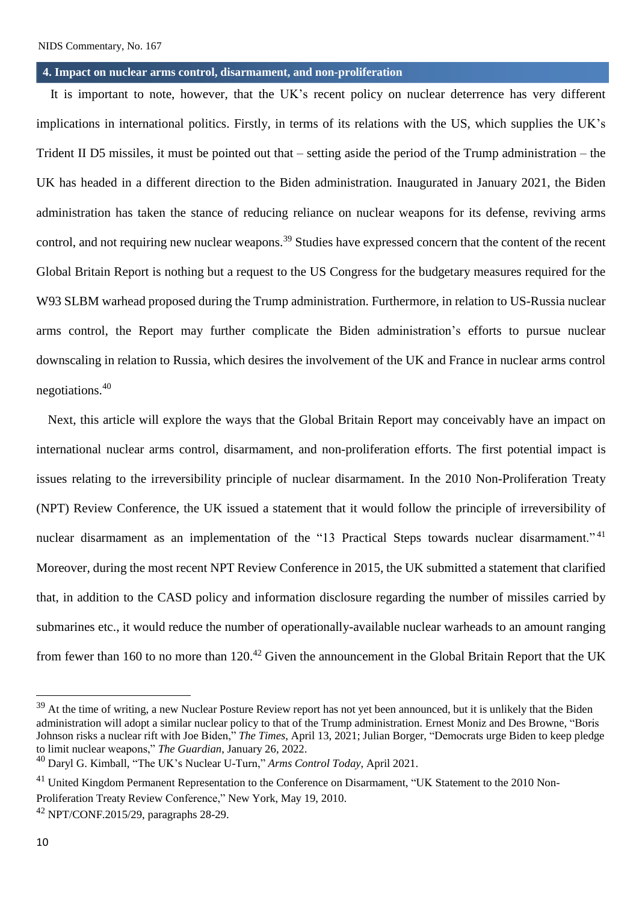## 4. Impact on nuclear arms control, disarmament, and non-proliferation

It is important to note, however, that the UK's recent policy on nuclear deterrence has very different implications in international politics. Firstly, in terms of its relations with the US, which supplies the UK's Trident II D5 missiles, it must be pointed out that – setting aside the period of the Trump administration – the UK has headed in a different direction to the Biden administration. Inaugurated in January 2021, the Biden administration has taken the stance of reducing reliance on nuclear weapons for its defense, reviving arms control, and not requiring new nuclear weapons.[39] Studies have expressed concern that the content of the recent Global Britain Report is nothing but a request to the US Congress for the budgetary measures required for the W93 SLBM warhead proposed during the Trump administration. Furthermore, in relation to US-Russia nuclear arms control, the Report may further complicate the Biden administration's efforts to pursue nuclear downscaling in relation to Russia, which desires the involvement of the UK and France in nuclear arms control negotiations.[40]

Next, this article will explore the ways that the Global Britain Report may conceivably have an impact on international nuclear arms control, disarmament, and non-proliferation efforts. The first potential impact is issues relating to the irreversibility principle of nuclear disarmament. In the 2010 Non-Proliferation Treaty (NPT) Review Conference, the UK issued a statement that it would follow the principle of irreversibility of nuclear disarmament as an implementation of the "13 Practical Steps towards nuclear disarmament."[41] Moreover, during the most recent NPT Review Conference in 2015, the UK submitted a statement that clarified that, in addition to the CASD policy and information disclosure regarding the number of missiles carried by submarines etc., it would reduce the number of operationally-available nuclear warheads to an amount ranging from fewer than 160 to no more than 120.[42] Given the announcement in the Global Britain Report that the UK

---

[39] At the time of writing, a new Nuclear Posture Review report has not yet been announced, but it is unlikely that the Biden administration will adopt a similar nuclear policy to that of the Trump administration. Ernest Moniz and Des Browne, "Boris Johnson risks a nuclear rift with Joe Biden," *The Times*, April 13, 2021; Julian Borger, "Democrats urge Biden to keep pledge to limit nuclear weapons," *The Guardian*, January 26, 2022.

[40] Daryl G. Kimball, "The UK's Nuclear U-Turn," *Arms Control Today*, April 2021.

[41] United Kingdom Permanent Representation to the Conference on Disarmament, "UK Statement to the 2010 Non-Proliferation Treaty Review Conference," New York, May 19, 2010.

[42] NPT/CONF.2015/29, paragraphs 28-29.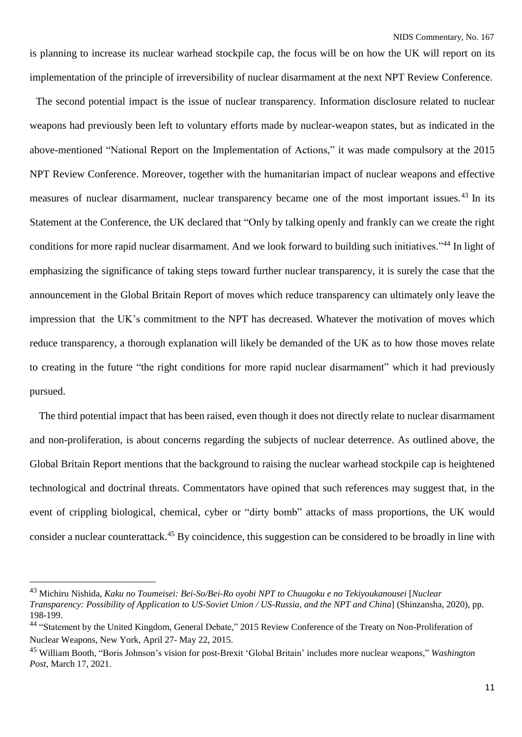is planning to increase its nuclear warhead stockpile cap, the focus will be on how the UK will report on its implementation of the principle of irreversibility of nuclear disarmament at the next NPT Review Conference.

The second potential impact is the issue of nuclear transparency. Information disclosure related to nuclear weapons had previously been left to voluntary efforts made by nuclear-weapon states, but as indicated in the above-mentioned "National Report on the Implementation of Actions," it was made compulsory at the 2015 NPT Review Conference. Moreover, together with the humanitarian impact of nuclear weapons and effective measures of nuclear disarmament, nuclear transparency became one of the most important issues.[43] In its Statement at the Conference, the UK declared that "Only by talking openly and frankly can we create the right conditions for more rapid nuclear disarmament. And we look forward to building such initiatives."[44] In light of emphasizing the significance of taking steps toward further nuclear transparency, it is surely the case that the announcement in the Global Britain Report of moves which reduce transparency can ultimately only leave the impression that the UK's commitment to the NPT has decreased. Whatever the motivation of moves which reduce transparency, a thorough explanation will likely be demanded of the UK as to how those moves relate to creating in the future "the right conditions for more rapid nuclear disarmament" which it had previously pursued.

The third potential impact that has been raised, even though it does not directly relate to nuclear disarmament and non-proliferation, is about concerns regarding the subjects of nuclear deterrence. As outlined above, the Global Britain Report mentions that the background to raising the nuclear warhead stockpile cap is heightened technological and doctrinal threats. Commentators have opined that such references may suggest that, in the event of crippling biological, chemical, cyber or "dirty bomb" attacks of mass proportions, the UK would consider a nuclear counterattack.[45] By coincidence, this suggestion can be considered to be broadly in line with

---

[43] Michiru Nishida, *Kaku no Toumeisei: Bei-So/Bei-Ro oyobi NPT to Chuugoku e no Tekiyoukanousei* [*Nuclear Transparency: Possibility of Application to US-Soviet Union / US-Russia, and the NPT and China*] (Shinzansha, 2020), pp. 198-199.

[44] "Statement by the United Kingdom, General Debate," 2015 Review Conference of the Treaty on Non-Proliferation of Nuclear Weapons, New York, April 27- May 22, 2015.

[45] William Booth, "Boris Johnson's vision for post-Brexit 'Global Britain' includes more nuclear weapons," *Washington Post*, March 17, 2021.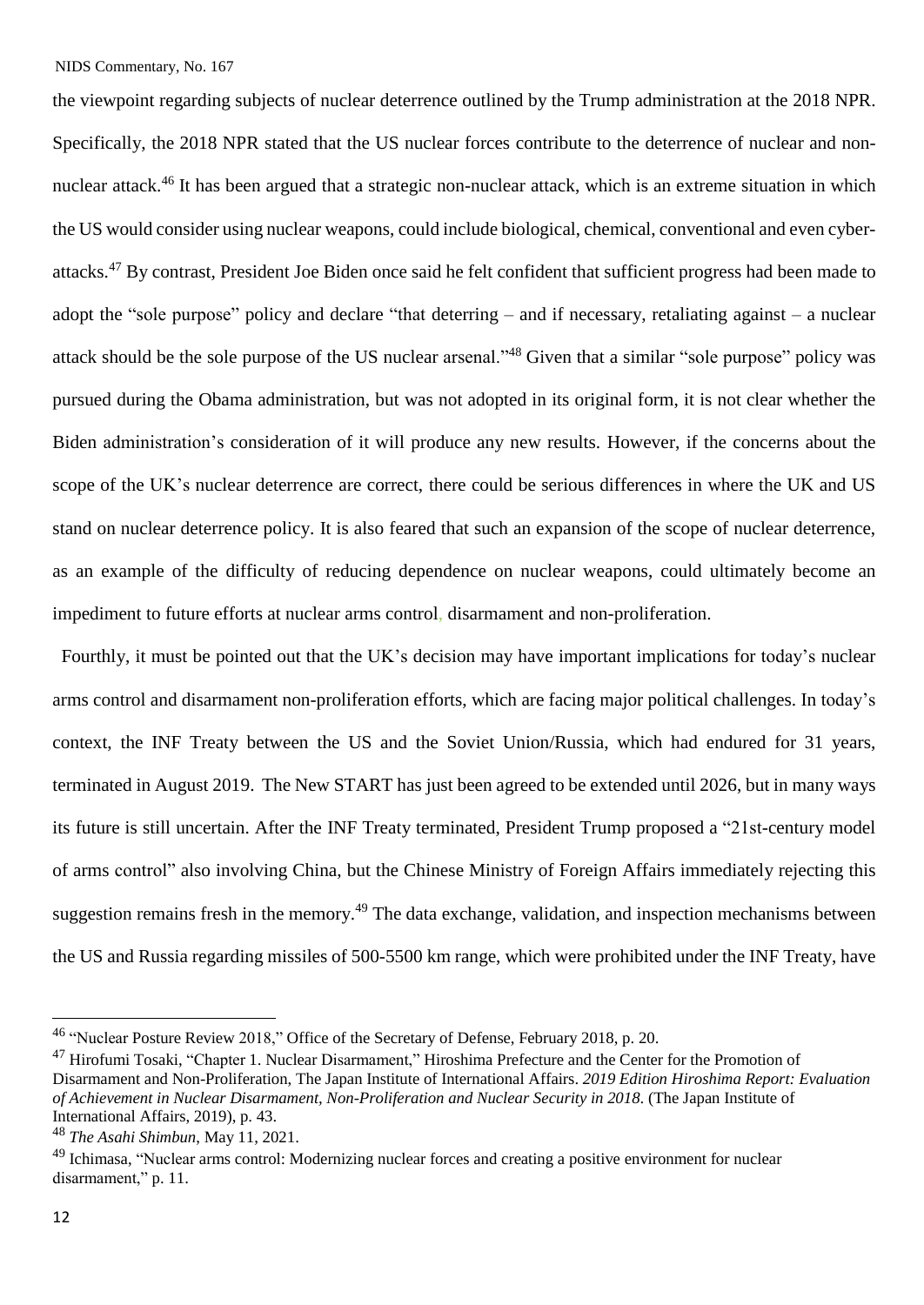the viewpoint regarding subjects of nuclear deterrence outlined by the Trump administration at the 2018 NPR. Specifically, the 2018 NPR stated that the US nuclear forces contribute to the deterrence of nuclear and non-nuclear attack.[46] It has been argued that a strategic non-nuclear attack, which is an extreme situation in which the US would consider using nuclear weapons, could include biological, chemical, conventional and even cyber-attacks.[47] By contrast, President Joe Biden once said he felt confident that sufficient progress had been made to adopt the "sole purpose" policy and declare "that deterring – and if necessary, retaliating against – a nuclear attack should be the sole purpose of the US nuclear arsenal."[48] Given that a similar "sole purpose" policy was pursued during the Obama administration, but was not adopted in its original form, it is not clear whether the Biden administration's consideration of it will produce any new results. However, if the concerns about the scope of the UK's nuclear deterrence are correct, there could be serious differences in where the UK and US stand on nuclear deterrence policy. It is also feared that such an expansion of the scope of nuclear deterrence, as an example of the difficulty of reducing dependence on nuclear weapons, could ultimately become an impediment to future efforts at nuclear arms control, disarmament and non-proliferation.

Fourthly, it must be pointed out that the UK's decision may have important implications for today's nuclear arms control and disarmament non-proliferation efforts, which are facing major political challenges. In today's context, the INF Treaty between the US and the Soviet Union/Russia, which had endured for 31 years, terminated in August 2019. The New START has just been agreed to be extended until 2026, but in many ways its future is still uncertain. After the INF Treaty terminated, President Trump proposed a "21st-century model of arms control" also involving China, but the Chinese Ministry of Foreign Affairs immediately rejecting this suggestion remains fresh in the memory.[49] The data exchange, validation, and inspection mechanisms between the US and Russia regarding missiles of 500-5500 km range, which were prohibited under the INF Treaty, have

---

[46] "Nuclear Posture Review 2018," Office of the Secretary of Defense, February 2018, p. 20.

[47] Hirofumi Tosaki, "Chapter 1. Nuclear Disarmament," Hiroshima Prefecture and the Center for the Promotion of Disarmament and Non-Proliferation, The Japan Institute of International Affairs. *2019 Edition Hiroshima Report: Evaluation of Achievement in Nuclear Disarmament, Non-Proliferation and Nuclear Security in 2018*. (The Japan Institute of International Affairs, 2019), p. 43.

[48] *The Asahi Shimbun*, May 11, 2021.

[49] Ichimasa, "Nuclear arms control: Modernizing nuclear forces and creating a positive environment for nuclear disarmament," p. 11.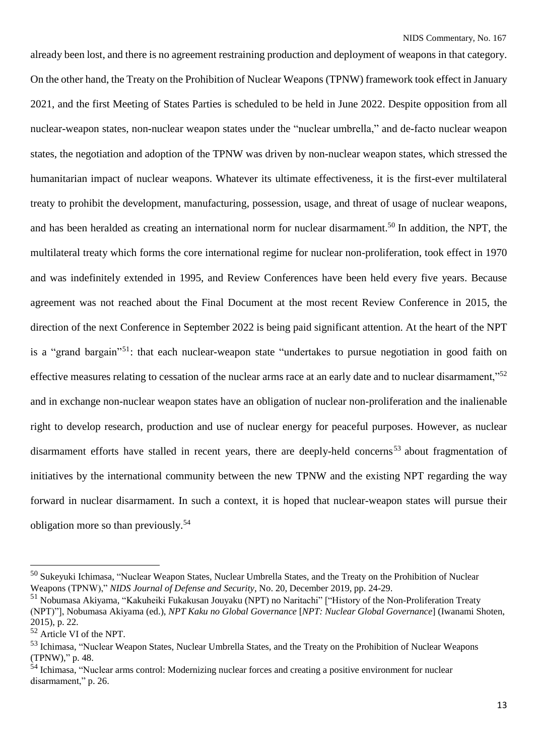already been lost, and there is no agreement restraining production and deployment of weapons in that category. On the other hand, the Treaty on the Prohibition of Nuclear Weapons (TPNW) framework took effect in January 2021, and the first Meeting of States Parties is scheduled to be held in June 2022. Despite opposition from all nuclear-weapon states, non-nuclear weapon states under the "nuclear umbrella," and de-facto nuclear weapon states, the negotiation and adoption of the TPNW was driven by non-nuclear weapon states, which stressed the humanitarian impact of nuclear weapons. Whatever its ultimate effectiveness, it is the first-ever multilateral treaty to prohibit the development, manufacturing, possession, usage, and threat of usage of nuclear weapons, and has been heralded as creating an international norm for nuclear disarmament.[50] In addition, the NPT, the multilateral treaty which forms the core international regime for nuclear non-proliferation, took effect in 1970 and was indefinitely extended in 1995, and Review Conferences have been held every five years. Because agreement was not reached about the Final Document at the most recent Review Conference in 2015, the direction of the next Conference in September 2022 is being paid significant attention. At the heart of the NPT is a "grand bargain"[51]: that each nuclear-weapon state "undertakes to pursue negotiation in good faith on effective measures relating to cessation of the nuclear arms race at an early date and to nuclear disarmament,"[52] and in exchange non-nuclear weapon states have an obligation of nuclear non-proliferation and the inalienable right to develop research, production and use of nuclear energy for peaceful purposes. However, as nuclear disarmament efforts have stalled in recent years, there are deeply-held concerns[53] about fragmentation of initiatives by the international community between the new TPNW and the existing NPT regarding the way forward in nuclear disarmament. In such a context, it is hoped that nuclear-weapon states will pursue their obligation more so than previously.[54]

---

[50] Sukeyuki Ichimasa, "Nuclear Weapon States, Nuclear Umbrella States, and the Treaty on the Prohibition of Nuclear Weapons (TPNW)," *NIDS Journal of Defense and Security*, No. 20, December 2019, pp. 24-29.

[51] Nobumasa Akiyama, "Kakuheiki Fukakusan Jouyaku (NPT) no Naritachi" ["History of the Non-Proliferation Treaty (NPT)"], Nobumasa Akiyama (ed.), *NPT Kaku no Global Governance* [*NPT: Nuclear Global Governance*] (Iwanami Shoten, 2015), p. 22.

[52] Article VI of the NPT.

[53] Ichimasa, "Nuclear Weapon States, Nuclear Umbrella States, and the Treaty on the Prohibition of Nuclear Weapons (TPNW)," p. 48.

[54] Ichimasa, "Nuclear arms control: Modernizing nuclear forces and creating a positive environment for nuclear disarmament," p. 26.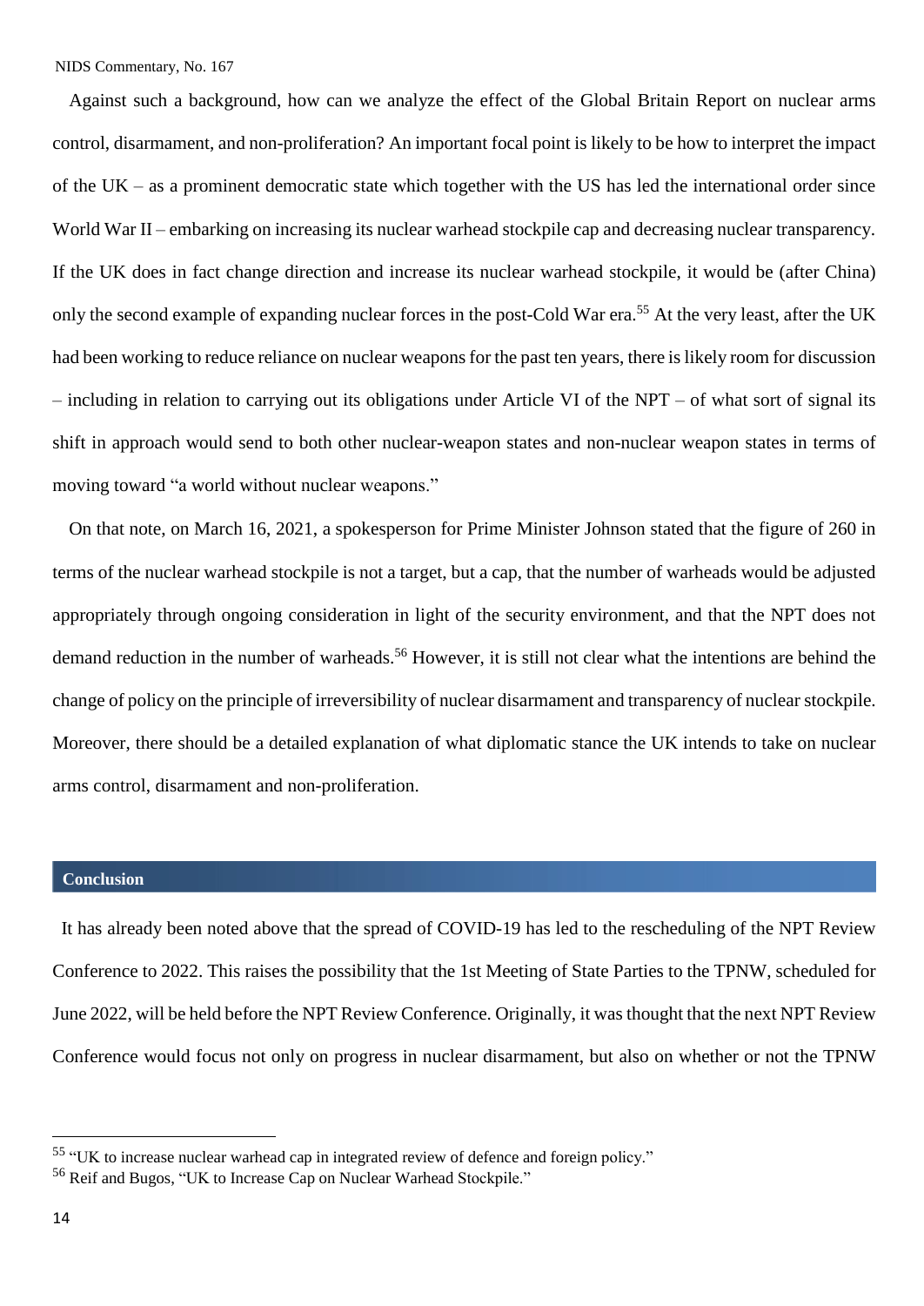Against such a background, how can we analyze the effect of the Global Britain Report on nuclear arms control, disarmament, and non-proliferation? An important focal point is likely to be how to interpret the impact of the UK – as a prominent democratic state which together with the US has led the international order since World War II – embarking on increasing its nuclear warhead stockpile cap and decreasing nuclear transparency. If the UK does in fact change direction and increase its nuclear warhead stockpile, it would be (after China) only the second example of expanding nuclear forces in the post-Cold War era.[55] At the very least, after the UK had been working to reduce reliance on nuclear weapons for the past ten years, there is likely room for discussion – including in relation to carrying out its obligations under Article VI of the NPT – of what sort of signal its shift in approach would send to both other nuclear-weapon states and non-nuclear weapon states in terms of moving toward "a world without nuclear weapons."

On that note, on March 16, 2021, a spokesperson for Prime Minister Johnson stated that the figure of 260 in terms of the nuclear warhead stockpile is not a target, but a cap, that the number of warheads would be adjusted appropriately through ongoing consideration in light of the security environment, and that the NPT does not demand reduction in the number of warheads.[56] However, it is still not clear what the intentions are behind the change of policy on the principle of irreversibility of nuclear disarmament and transparency of nuclear stockpile. Moreover, there should be a detailed explanation of what diplomatic stance the UK intends to take on nuclear arms control, disarmament and non-proliferation.

## Conclusion

It has already been noted above that the spread of COVID-19 has led to the rescheduling of the NPT Review Conference to 2022. This raises the possibility that the 1st Meeting of State Parties to the TPNW, scheduled for June 2022, will be held before the NPT Review Conference. Originally, it was thought that the next NPT Review Conference would focus not only on progress in nuclear disarmament, but also on whether or not the TPNW

---

[55] "UK to increase nuclear warhead cap in integrated review of defence and foreign policy."

[56] Reif and Bugos, "UK to Increase Cap on Nuclear Warhead Stockpile."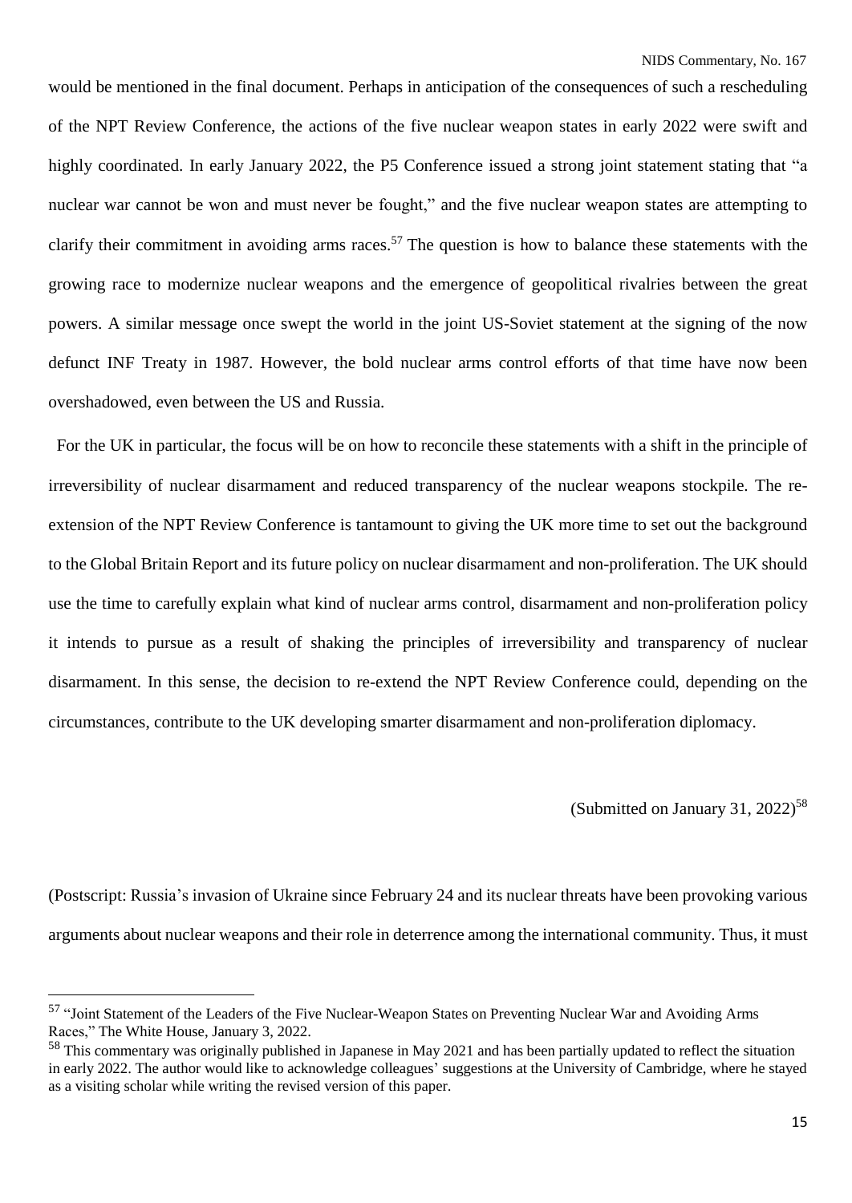would be mentioned in the final document. Perhaps in anticipation of the consequences of such a rescheduling of the NPT Review Conference, the actions of the five nuclear weapon states in early 2022 were swift and highly coordinated. In early January 2022, the P5 Conference issued a strong joint statement stating that "a nuclear war cannot be won and must never be fought," and the five nuclear weapon states are attempting to clarify their commitment in avoiding arms races.[57] The question is how to balance these statements with the growing race to modernize nuclear weapons and the emergence of geopolitical rivalries between the great powers. A similar message once swept the world in the joint US-Soviet statement at the signing of the now defunct INF Treaty in 1987. However, the bold nuclear arms control efforts of that time have now been overshadowed, even between the US and Russia.

For the UK in particular, the focus will be on how to reconcile these statements with a shift in the principle of irreversibility of nuclear disarmament and reduced transparency of the nuclear weapons stockpile. The re-extension of the NPT Review Conference is tantamount to giving the UK more time to set out the background to the Global Britain Report and its future policy on nuclear disarmament and non-proliferation. The UK should use the time to carefully explain what kind of nuclear arms control, disarmament and non-proliferation policy it intends to pursue as a result of shaking the principles of irreversibility and transparency of nuclear disarmament. In this sense, the decision to re-extend the NPT Review Conference could, depending on the circumstances, contribute to the UK developing smarter disarmament and non-proliferation diplomacy.

(Submitted on January 31, 2022)[58]

(Postscript: Russia's invasion of Ukraine since February 24 and its nuclear threats have been provoking various arguments about nuclear weapons and their role in deterrence among the international community. Thus, it must

---

[57] "Joint Statement of the Leaders of the Five Nuclear-Weapon States on Preventing Nuclear War and Avoiding Arms Races," The White House, January 3, 2022.

[58] This commentary was originally published in Japanese in May 2021 and has been partially updated to reflect the situation in early 2022. The author would like to acknowledge colleagues' suggestions at the University of Cambridge, where he stayed as a visiting scholar while writing the revised version of this paper.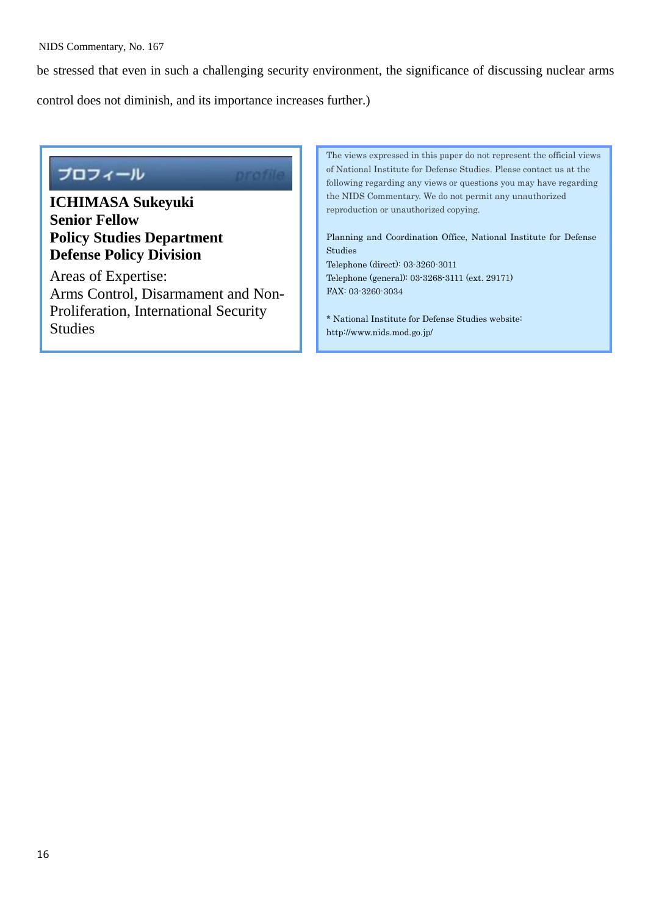be stressed that even in such a challenging security environment, the significance of discussing nuclear arms control does not diminish, and its importance increases further.)

プロフィール profile

**ICHIMASA Sukeyuki**
**Senior Fellow**
**Policy Studies Department**
**Defense Policy Division**

Areas of Expertise:
Arms Control, Disarmament and Non-Proliferation, International Security Studies

The views expressed in this paper do not represent the official views of National Institute for Defense Studies. Please contact us at the following regarding any views or questions you may have regarding the NIDS Commentary. We do not permit any unauthorized reproduction or unauthorized copying.

Planning and Coordination Office, National Institute for Defense Studies
Telephone (direct): 03-3260-3011
Telephone (general): 03-3268-3111 (ext. 29171)
FAX: 03-3260-3034

* National Institute for Defense Studies website:
http://www.nids.mod.go.jp/